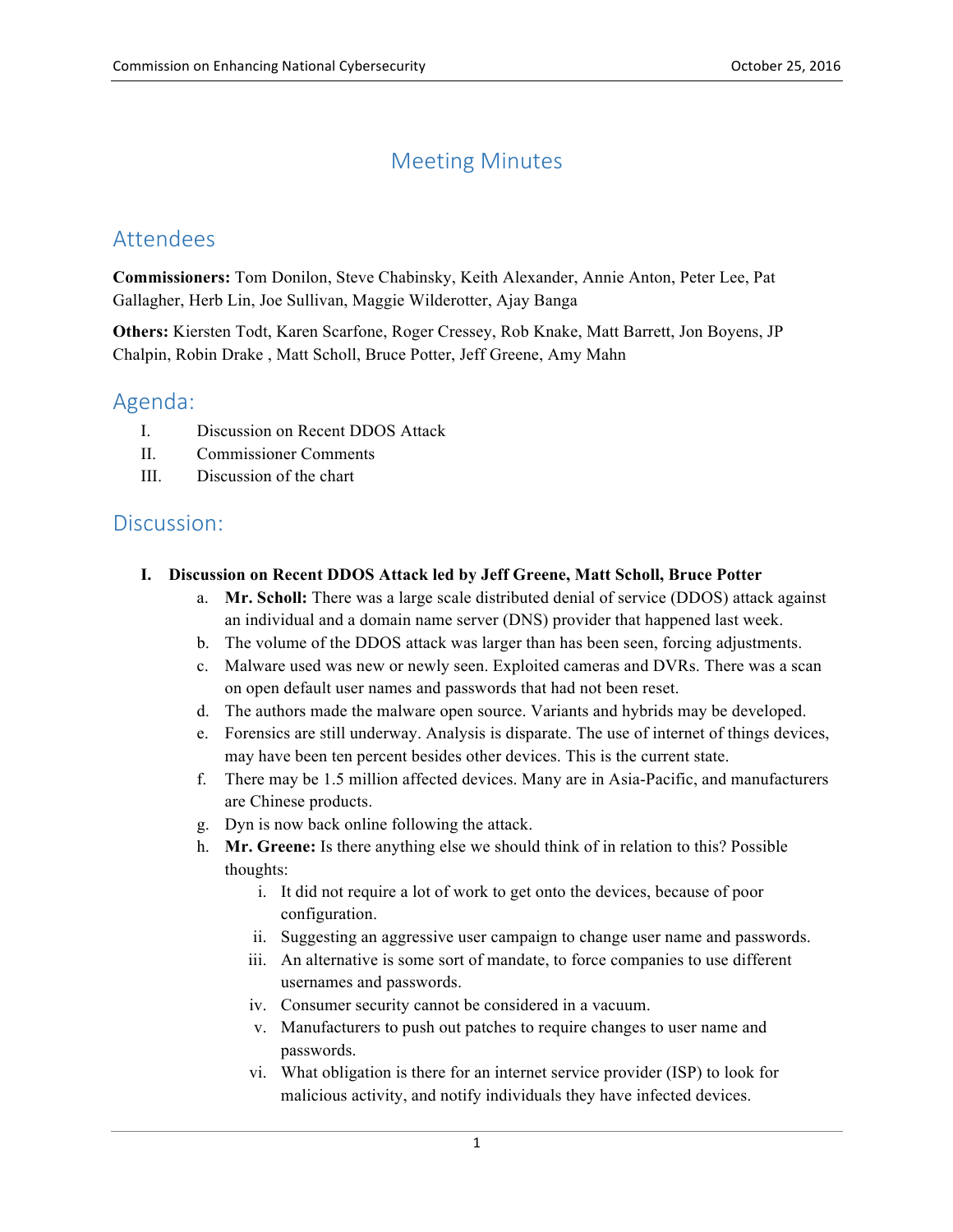# Meeting Minutes

## Attendees

**Commissioners:** Tom Donilon, Steve Chabinsky, Keith Alexander, Annie Anton, Peter Lee, Pat Gallagher, Herb Lin, Joe Sullivan, Maggie Wilderotter, Ajay Banga

**Others:** Kiersten Todt, Karen Scarfone, Roger Cressey, Rob Knake, Matt Barrett, Jon Boyens, JP Chalpin, Robin Drake , Matt Scholl, Bruce Potter, Jeff Greene, Amy Mahn

## Agenda:

I. Discussion on Recent DDOS Attack
II. Commissioner Comments
III. Discussion of the chart

## Discussion:

**I. Discussion on Recent DDOS Attack led by Jeff Greene, Matt Scholl, Bruce Potter**

a. **Mr. Scholl:** There was a large scale distributed denial of service (DDOS) attack against an individual and a domain name server (DNS) provider that happened last week.
b. The volume of the DDOS attack was larger than has been seen, forcing adjustments.
c. Malware used was new or newly seen. Exploited cameras and DVRs. There was a scan on open default user names and passwords that had not been reset.
d. The authors made the malware open source. Variants and hybrids may be developed.
e. Forensics are still underway. Analysis is disparate. The use of internet of things devices, may have been ten percent besides other devices. This is the current state.
f. There may be 1.5 million affected devices. Many are in Asia-Pacific, and manufacturers are Chinese products.
g. Dyn is now back online following the attack.
h. **Mr. Greene:** Is there anything else we should think of in relation to this? Possible thoughts:
   i. It did not require a lot of work to get onto the devices, because of poor configuration.
   ii. Suggesting an aggressive user campaign to change user name and passwords.
   iii. An alternative is some sort of mandate, to force companies to use different usernames and passwords.
   iv. Consumer security cannot be considered in a vacuum.
   v. Manufacturers to push out patches to require changes to user name and passwords.
   vi. What obligation is there for an internet service provider (ISP) to look for malicious activity, and notify individuals they have infected devices.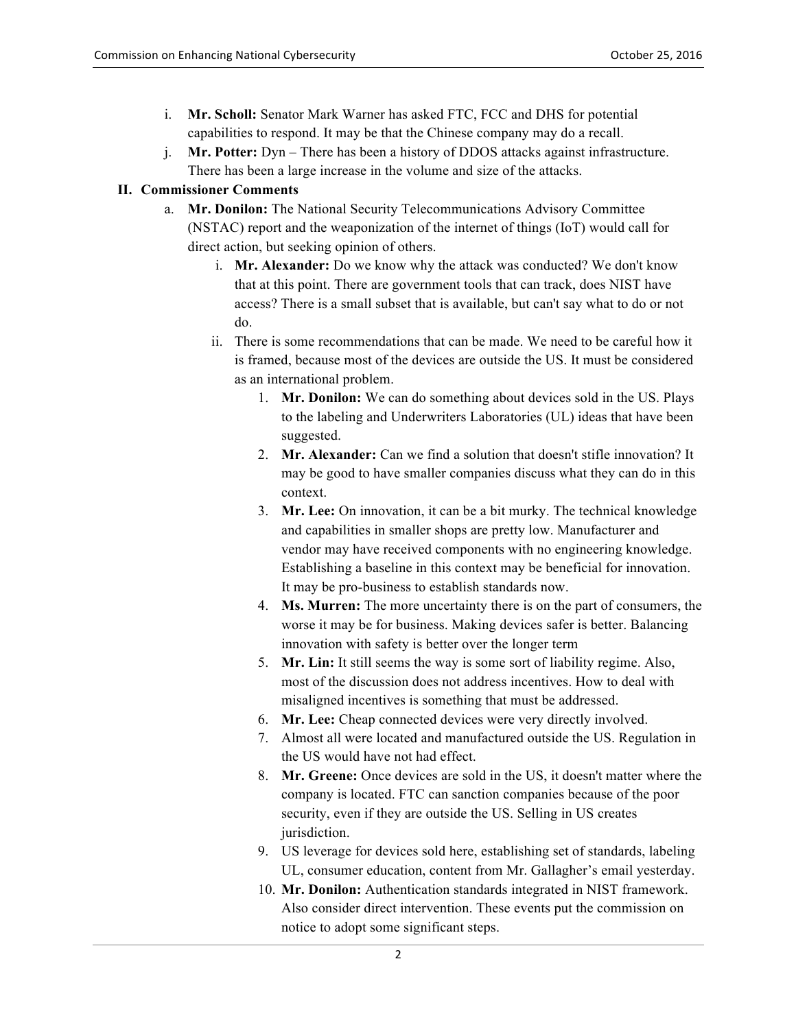i. **Mr. Scholl:** Senator Mark Warner has asked FTC, FCC and DHS for potential capabilities to respond. It may be that the Chinese company may do a recall.

j. **Mr. Potter:** Dyn – There has been a history of DDOS attacks against infrastructure. There has been a large increase in the volume and size of the attacks.

## II. Commissioner Comments

a. **Mr. Donilon:** The National Security Telecommunications Advisory Committee (NSTAC) report and the weaponization of the internet of things (IoT) would call for direct action, but seeking opinion of others.

   i. **Mr. Alexander:** Do we know why the attack was conducted? We don't know that at this point. There are government tools that can track, does NIST have access? There is a small subset that is available, but can't say what to do or not do.

   ii. There is some recommendations that can be made. We need to be careful how it is framed, because most of the devices are outside the US. It must be considered as an international problem.

      1. **Mr. Donilon:** We can do something about devices sold in the US. Plays to the labeling and Underwriters Laboratories (UL) ideas that have been suggested.
      2. **Mr. Alexander:** Can we find a solution that doesn't stifle innovation? It may be good to have smaller companies discuss what they can do in this context.
      3. **Mr. Lee:** On innovation, it can be a bit murky. The technical knowledge and capabilities in smaller shops are pretty low. Manufacturer and vendor may have received components with no engineering knowledge. Establishing a baseline in this context may be beneficial for innovation. It may be pro-business to establish standards now.
      4. **Ms. Murren:** The more uncertainty there is on the part of consumers, the worse it may be for business. Making devices safer is better. Balancing innovation with safety is better over the longer term
      5. **Mr. Lin:** It still seems the way is some sort of liability regime. Also, most of the discussion does not address incentives. How to deal with misaligned incentives is something that must be addressed.
      6. **Mr. Lee:** Cheap connected devices were very directly involved.
      7. Almost all were located and manufactured outside the US. Regulation in the US would have not had effect.
      8. **Mr. Greene:** Once devices are sold in the US, it doesn't matter where the company is located. FTC can sanction companies because of the poor security, even if they are outside the US. Selling in US creates jurisdiction.
      9. US leverage for devices sold here, establishing set of standards, labeling UL, consumer education, content from Mr. Gallagher's email yesterday.
      10. **Mr. Donilon:** Authentication standards integrated in NIST framework. Also consider direct intervention. These events put the commission on notice to adopt some significant steps.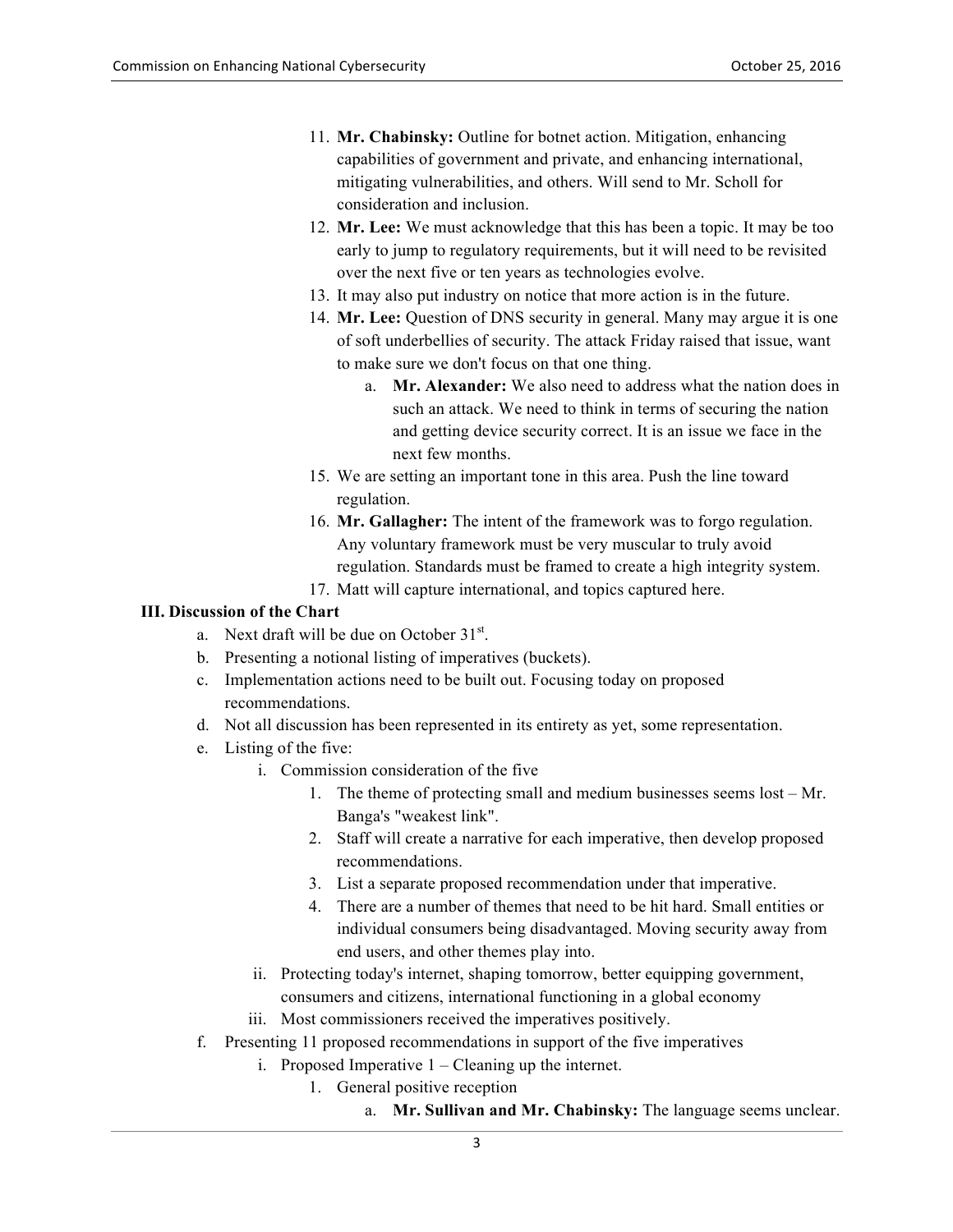11. **Mr. Chabinsky:** Outline for botnet action. Mitigation, enhancing capabilities of government and private, and enhancing international, mitigating vulnerabilities, and others. Will send to Mr. Scholl for consideration and inclusion.
12. **Mr. Lee:** We must acknowledge that this has been a topic. It may be too early to jump to regulatory requirements, but it will need to be revisited over the next five or ten years as technologies evolve.
13. It may also put industry on notice that more action is in the future.
14. **Mr. Lee:** Question of DNS security in general. Many may argue it is one of soft underbellies of security. The attack Friday raised that issue, want to make sure we don't focus on that one thing.
    a. **Mr. Alexander:** We also need to address what the nation does in such an attack. We need to think in terms of securing the nation and getting device security correct. It is an issue we face in the next few months.
15. We are setting an important tone in this area. Push the line toward regulation.
16. **Mr. Gallagher:** The intent of the framework was to forgo regulation. Any voluntary framework must be very muscular to truly avoid regulation. Standards must be framed to create a high integrity system.
17. Matt will capture international, and topics captured here.

**III. Discussion of the Chart**

a. Next draft will be due on October 31st.
b. Presenting a notional listing of imperatives (buckets).
c. Implementation actions need to be built out. Focusing today on proposed recommendations.
d. Not all discussion has been represented in its entirety as yet, some representation.
e. Listing of the five:
    i. Commission consideration of the five
        1. The theme of protecting small and medium businesses seems lost – Mr. Banga's "weakest link".
        2. Staff will create a narrative for each imperative, then develop proposed recommendations.
        3. List a separate proposed recommendation under that imperative.
        4. There are a number of themes that need to be hit hard. Small entities or individual consumers being disadvantaged. Moving security away from end users, and other themes play into.
    ii. Protecting today's internet, shaping tomorrow, better equipping government, consumers and citizens, international functioning in a global economy
    iii. Most commissioners received the imperatives positively.
f. Presenting 11 proposed recommendations in support of the five imperatives
    i. Proposed Imperative 1 – Cleaning up the internet.
        1. General positive reception
            a. **Mr. Sullivan and Mr. Chabinsky:** The language seems unclear.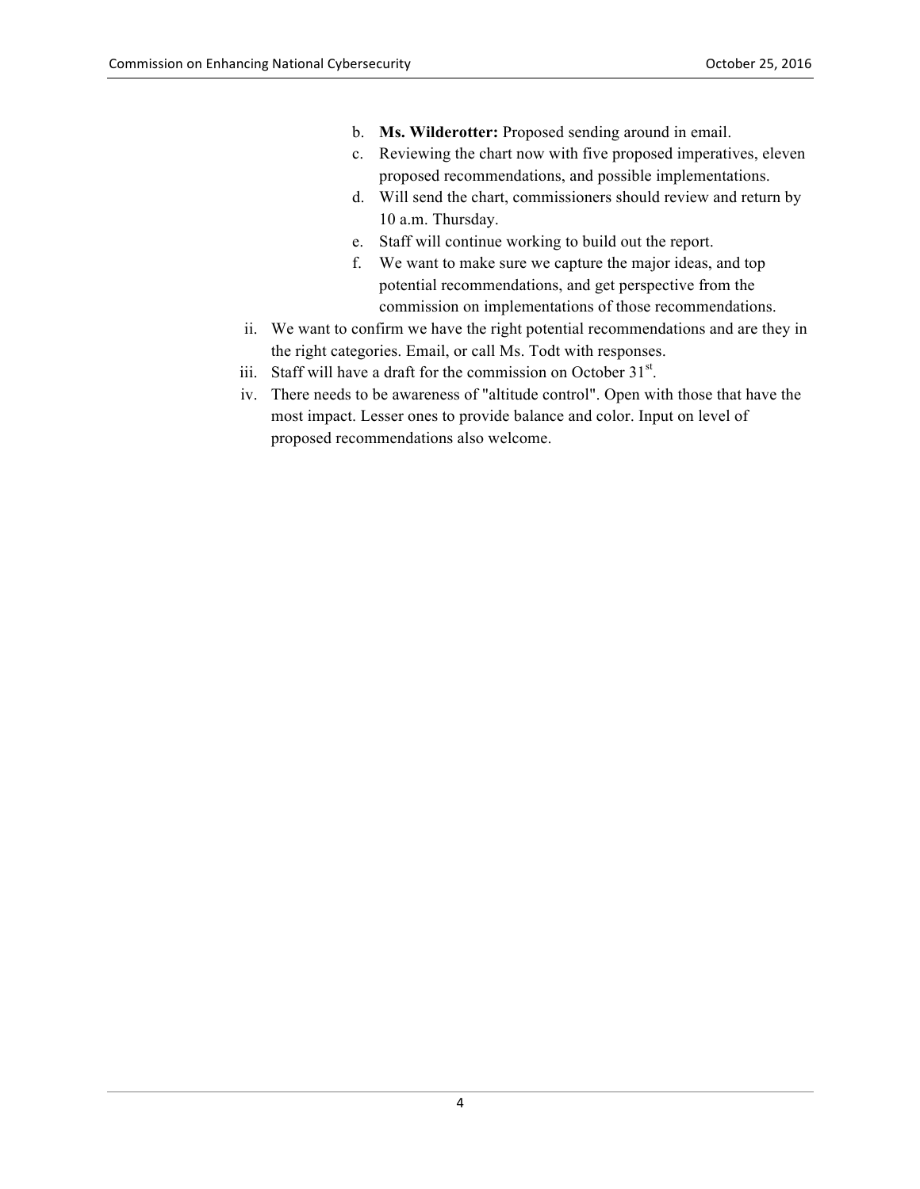b. **Ms. Wilderotter:** Proposed sending around in email.
c. Reviewing the chart now with five proposed imperatives, eleven proposed recommendations, and possible implementations.
d. Will send the chart, commissioners should review and return by 10 a.m. Thursday.
e. Staff will continue working to build out the report.
f. We want to make sure we capture the major ideas, and top potential recommendations, and get perspective from the commission on implementations of those recommendations.

ii. We want to confirm we have the right potential recommendations and are they in the right categories. Email, or call Ms. Todt with responses.

iii. Staff will have a draft for the commission on October 31st.

iv. There needs to be awareness of "altitude control". Open with those that have the most impact. Lesser ones to provide balance and color. Input on level of proposed recommendations also welcome.